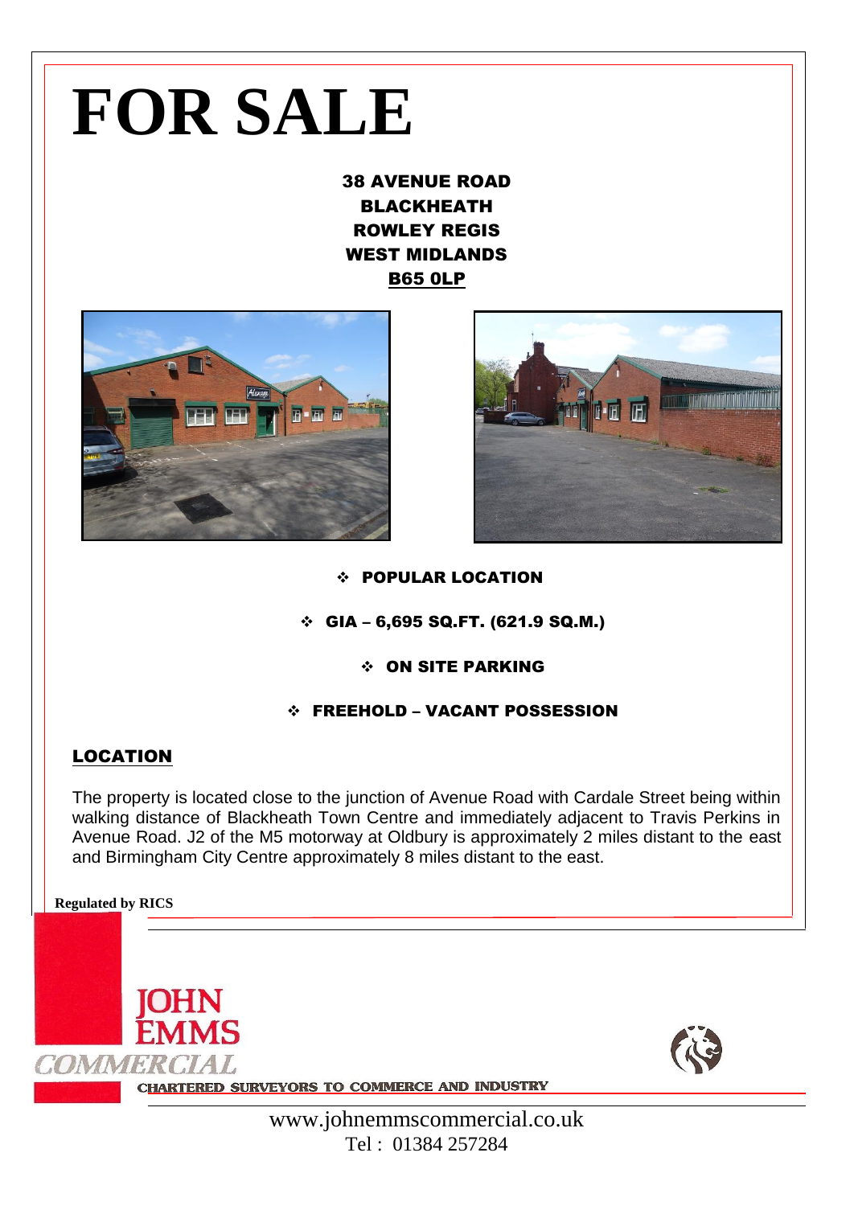# FOR SALE

**38 AVENUE ROAD**
**BLACKHEATH**
**ROWLEY REGIS**
**WEST MIDLANDS**
**B65 0LP**

- **POPULAR LOCATION**
- **GIA – 6,695 SQ.FT. (621.9 SQ.M.)**
- **ON SITE PARKING**
- **FREEHOLD – VACANT POSSESSION**

## LOCATION

The property is located close to the junction of Avenue Road with Cardale Street being within walking distance of Blackheath Town Centre and immediately adjacent to Travis Perkins in Avenue Road. J2 of the M5 motorway at Oldbury is approximately 2 miles distant to the east and Birmingham City Centre approximately 8 miles distant to the east.

**Regulated by RICS**

JOHN EMMS COMMERCIAL

CHARTERED SURVEYORS TO COMMERCE AND INDUSTRY

www.johnemmscommercial.co.uk
Tel : 01384 257284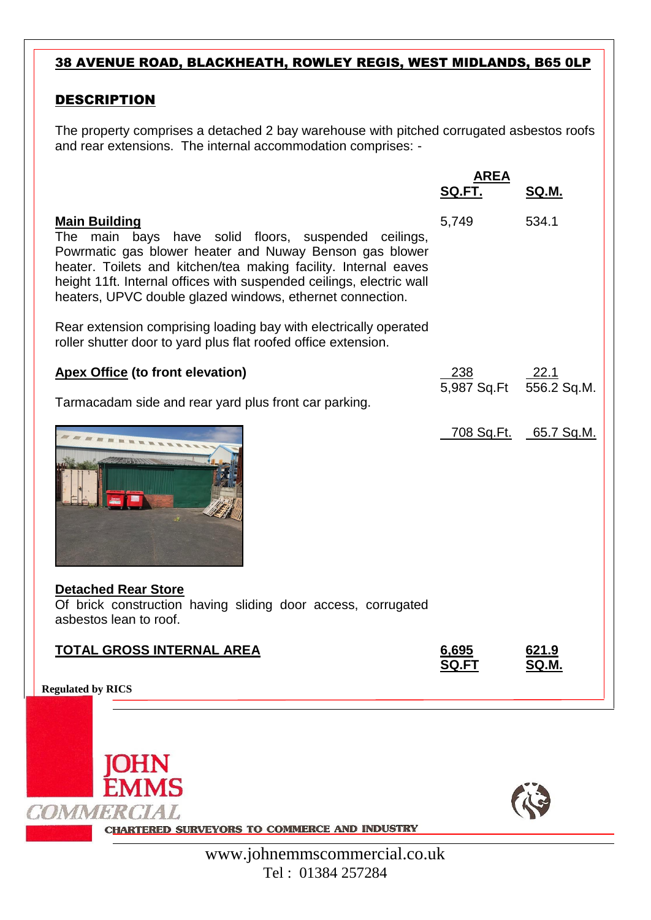## 38 AVENUE ROAD, BLACKHEATH, ROWLEY REGIS, WEST MIDLANDS, B65 0LP

### DESCRIPTION

The property comprises a detached 2 bay warehouse with pitched corrugated asbestos roofs and rear extensions. The internal accommodation comprises: -

| | AREA SQ.FT. | SQ.M. |
|---|---|---|
| **Main Building**<br>The main bays have solid floors, suspended ceilings, Powrmatic gas blower heater and Nuway Benson gas blower heater. Toilets and kitchen/tea making facility. Internal eaves height 11ft. Internal offices with suspended ceilings, electric wall heaters, UPVC double glazed windows, ethernet connection.<br><br>Rear extension comprising loading bay with electrically operated roller shutter door to yard plus flat roofed office extension. | 5,749 | 534.1 |
| **Apex Office (to front elevation)** | 238 | 22.1 |
| | 5,987 Sq.Ft | 556.2 Sq.M. |
| Tarmacadam side and rear yard plus front car parking. | | |
| **Detached Rear Store**<br>Of brick construction having sliding door access, corrugated asbestos lean to roof. | 708 Sq.Ft. | 65.7 Sq.M. |
| **TOTAL GROSS INTERNAL AREA** | **6,695 SQ.FT** | **621.9 SQ.M.** |

Regulated by RICS

JOHN EMMS COMMERCIAL

CHARTERED SURVEYORS TO COMMERCE AND INDUSTRY

www.johnemmscommercial.co.uk
Tel : 01384 257284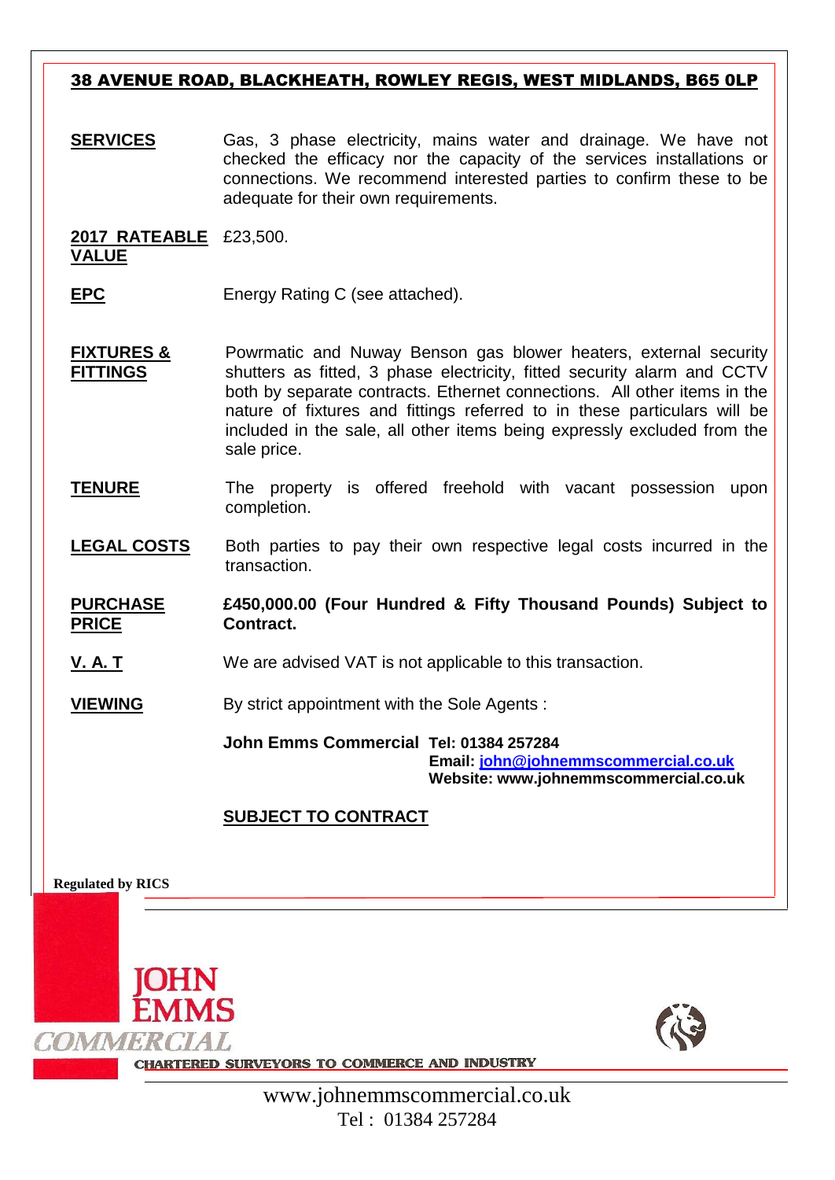## 38 AVENUE ROAD, BLACKHEATH, ROWLEY REGIS, WEST MIDLANDS, B65 0LP

**SERVICES** Gas, 3 phase electricity, mains water and drainage. We have not checked the efficacy nor the capacity of the services installations or connections. We recommend interested parties to confirm these to be adequate for their own requirements.

**2017 RATEABLE VALUE** £23,500.

**EPC** Energy Rating C (see attached).

**FIXTURES & FITTINGS** Powrmatic and Nuway Benson gas blower heaters, external security shutters as fitted, 3 phase electricity, fitted security alarm and CCTV both by separate contracts. Ethernet connections. All other items in the nature of fixtures and fittings referred to in these particulars will be included in the sale, all other items being expressly excluded from the sale price.

**TENURE** The property is offered freehold with vacant possession upon completion.

**LEGAL COSTS** Both parties to pay their own respective legal costs incurred in the transaction.

**PURCHASE PRICE** **£450,000.00 (Four Hundred & Fifty Thousand Pounds) Subject to Contract.**

**V. A. T** We are advised VAT is not applicable to this transaction.

**VIEWING** By strict appointment with the Sole Agents :

**John Emms Commercial** **Tel: 01384 257284**
**Email: john@johnemmscommercial.co.uk**
**Website: www.johnemmscommercial.co.uk**

**SUBJECT TO CONTRACT**

**Regulated by RICS**

JOHN EMMS COMMERCIAL

CHARTERED SURVEYORS TO COMMERCE AND INDUSTRY

www.johnemmscommercial.co.uk
Tel : 01384 257284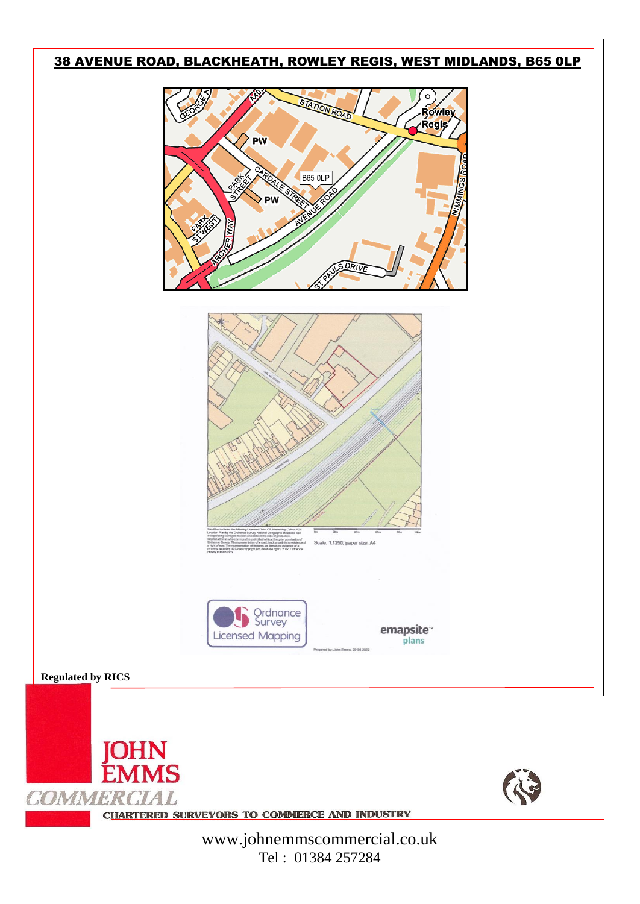# 38 AVENUE ROAD, BLACKHEATH, ROWLEY REGIS, WEST MIDLANDS, B65 0LP

STATION ROAD

Rowley Regis

PW

B65 0LP

CARDALE STREET

PARK STREET

PW

AVENUE ROAD

PARK ST WEST

ARCHER WAY

NIMMINGS ROAD

ST PAULS DRIVE

GEORGE A

A4034

Scale: 1:1250, paper size: A4

Ordnance Survey Licensed Mapping

emapsite plans

Prepared by: John Emms, 29-04-2022

**Regulated by RICS**

JOHN EMMS COMMERCIAL

CHARTERED SURVEYORS TO COMMERCE AND INDUSTRY

www.johnemmscommercial.co.uk

Tel : 01384 257284